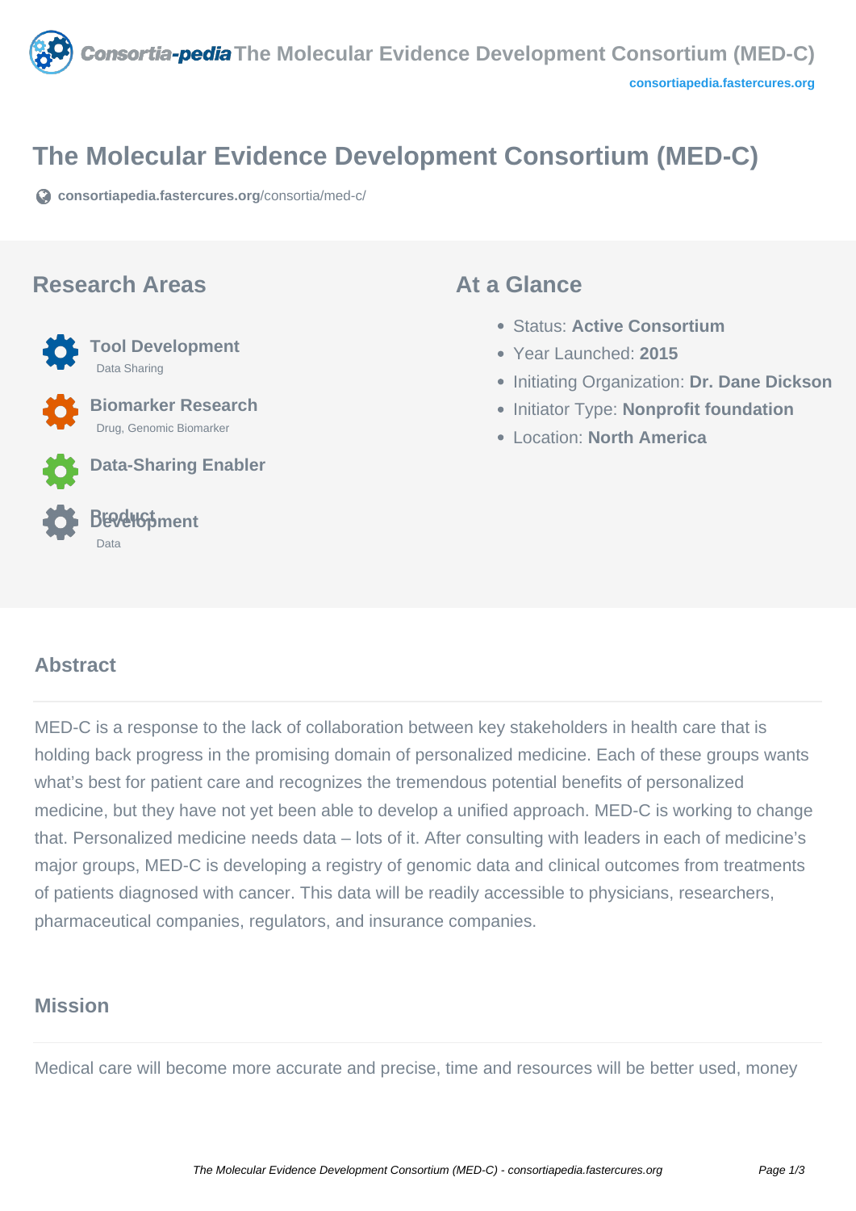# The Molecular Evidence Development Consortium (MED-C)

consortiapedia.fastercures.org/consortia/med-c/

## Research Areas

**Tool Development**
Data Sharing

**Biomarker Research**
Drug, Genomic Biomarker

**Data-Sharing Enabler**

**Product Development**
Data

## At a Glance

- Status: **Active Consortium**
- Year Launched: **2015**
- Initiating Organization: **Dr. Dane Dickson**
- Initiator Type: **Nonprofit foundation**
- Location: **North America**

## Abstract

MED-C is a response to the lack of collaboration between key stakeholders in health care that is holding back progress in the promising domain of personalized medicine. Each of these groups wants what's best for patient care and recognizes the tremendous potential benefits of personalized medicine, but they have not yet been able to develop a unified approach. MED-C is working to change that. Personalized medicine needs data – lots of it. After consulting with leaders in each of medicine's major groups, MED-C is developing a registry of genomic data and clinical outcomes from treatments of patients diagnosed with cancer. This data will be readily accessible to physicians, researchers, pharmaceutical companies, regulators, and insurance companies.

## Mission

Medical care will become more accurate and precise, time and resources will be better used, money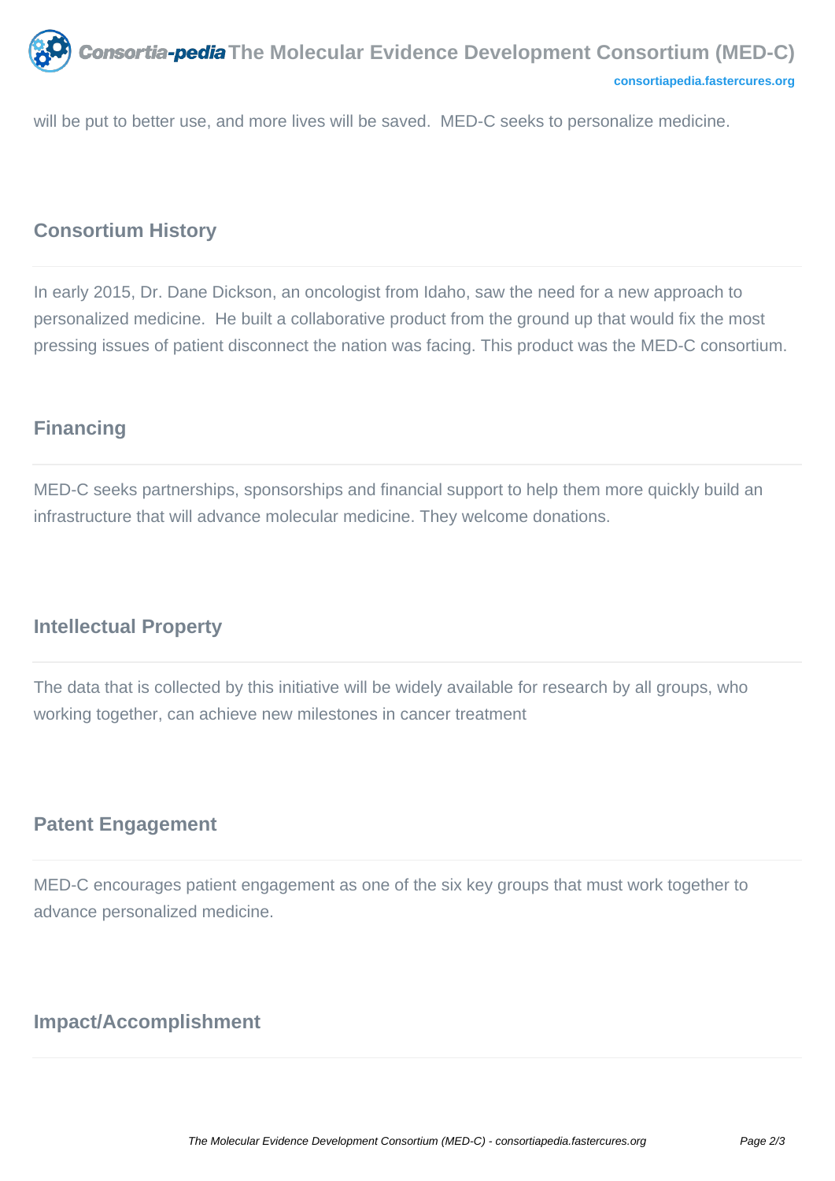will be put to better use, and more lives will be saved.  MED-C seeks to personalize medicine.

## Consortium History

In early 2015, Dr. Dane Dickson, an oncologist from Idaho, saw the need for a new approach to personalized medicine.  He built a collaborative product from the ground up that would fix the most pressing issues of patient disconnect the nation was facing. This product was the MED-C consortium.

## Financing

MED-C seeks partnerships, sponsorships and financial support to help them more quickly build an infrastructure that will advance molecular medicine. They welcome donations.

## Intellectual Property

The data that is collected by this initiative will be widely available for research by all groups, who working together, can achieve new milestones in cancer treatment

## Patent Engagement

MED-C encourages patient engagement as one of the six key groups that must work together to advance personalized medicine.

## Impact/Accomplishment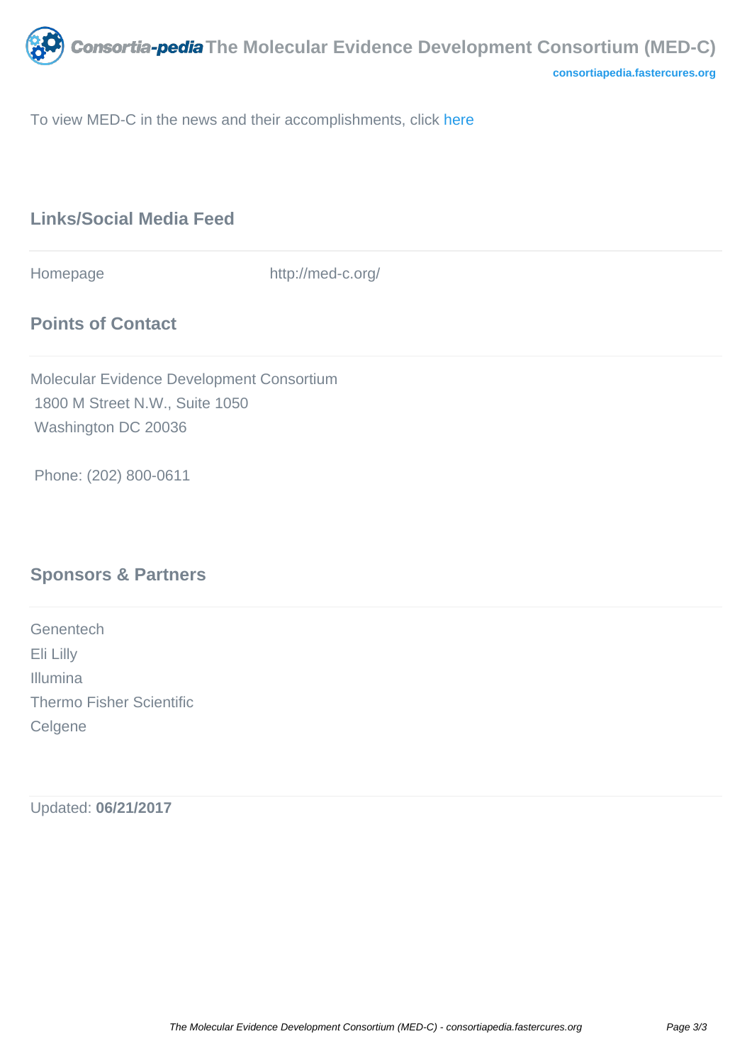To view MED-C in the news and their accomplishments, click here

## Links/Social Media Feed

| | |
|---|---|
| Homepage | http://med-c.org/ |

## Points of Contact

Molecular Evidence Development Consortium
1800 M Street N.W., Suite 1050
Washington DC 20036

Phone: (202) 800-0611

## Sponsors & Partners

Genentech
Eli Lilly
Illumina
Thermo Fisher Scientific
Celgene

Updated: **06/21/2017**